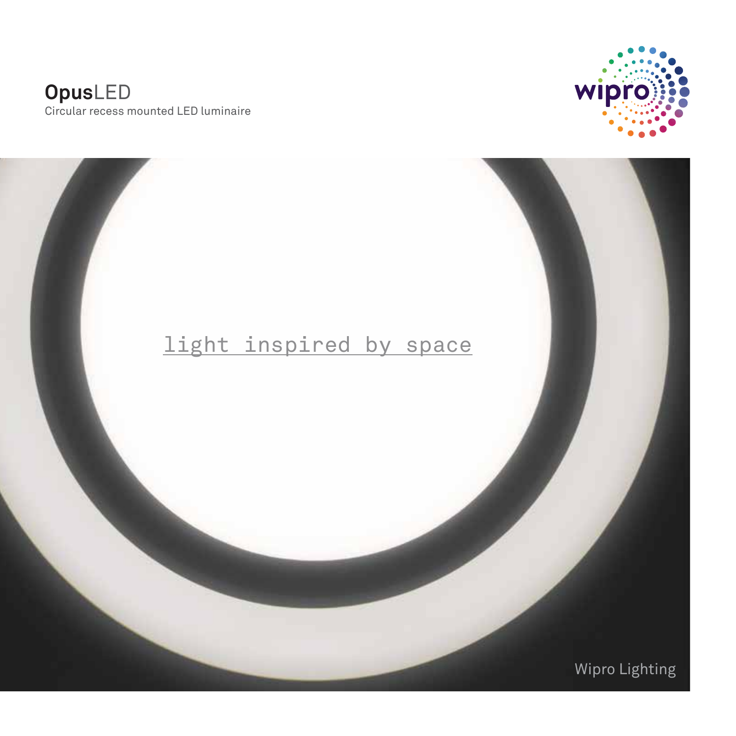# **Opus**LED

Circular recess mounted LED luminaire

wipro

light inspired by space

Wipro Lighting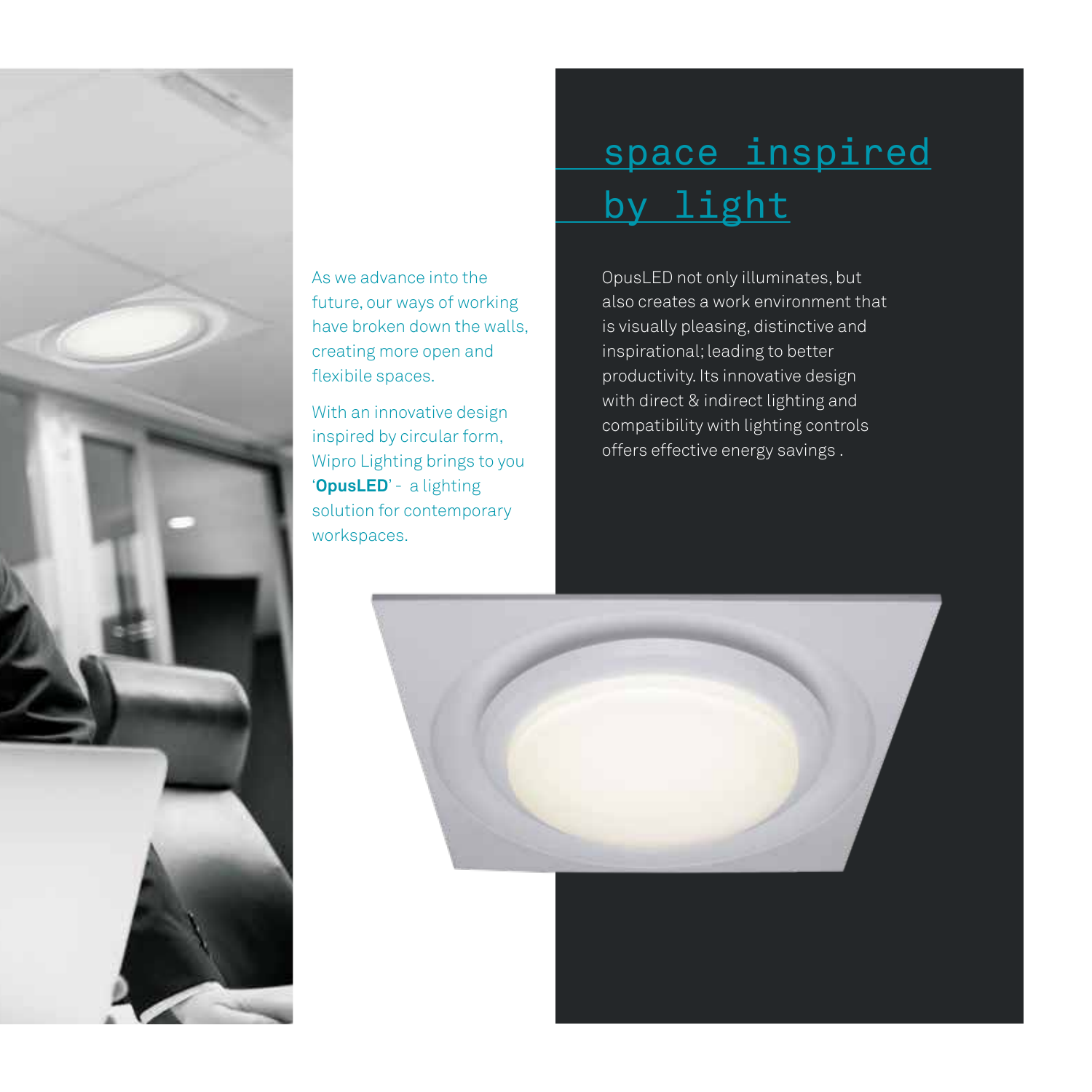As we advance into the future, our ways of working have broken down the walls, creating more open and flexibile spaces.

With an innovative design inspired by circular form, Wipro Lighting brings to you '**OpusLED**' - a lighting solution for contemporary workspaces.

# space inspired by light

OpusLED not only illuminates, but also creates a work environment that is visually pleasing, distinctive and inspirational; leading to better productivity. Its innovative design with direct & indirect lighting and compatibility with lighting controls offers effective energy savings .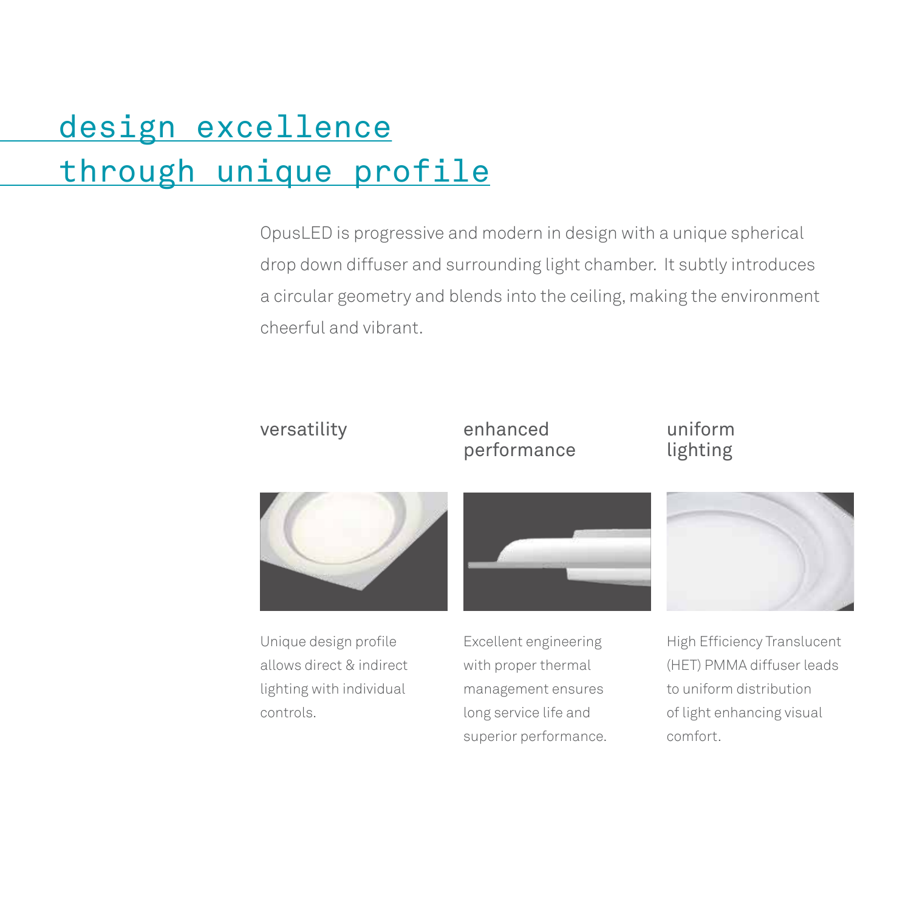# design excellence through unique profile

OpusLED is progressive and modern in design with a unique spherical drop down diffuser and surrounding light chamber. It subtly introduces a circular geometry and blends into the ceiling, making the environment cheerful and vibrant.

### versatility

Unique design profile allows direct & indirect lighting with individual controls.

### enhanced performance

Excellent engineering with proper thermal management ensures long service life and superior performance.

### uniform lighting

High Efficiency Translucent (HET) PMMA diffuser leads to uniform distribution of light enhancing visual comfort.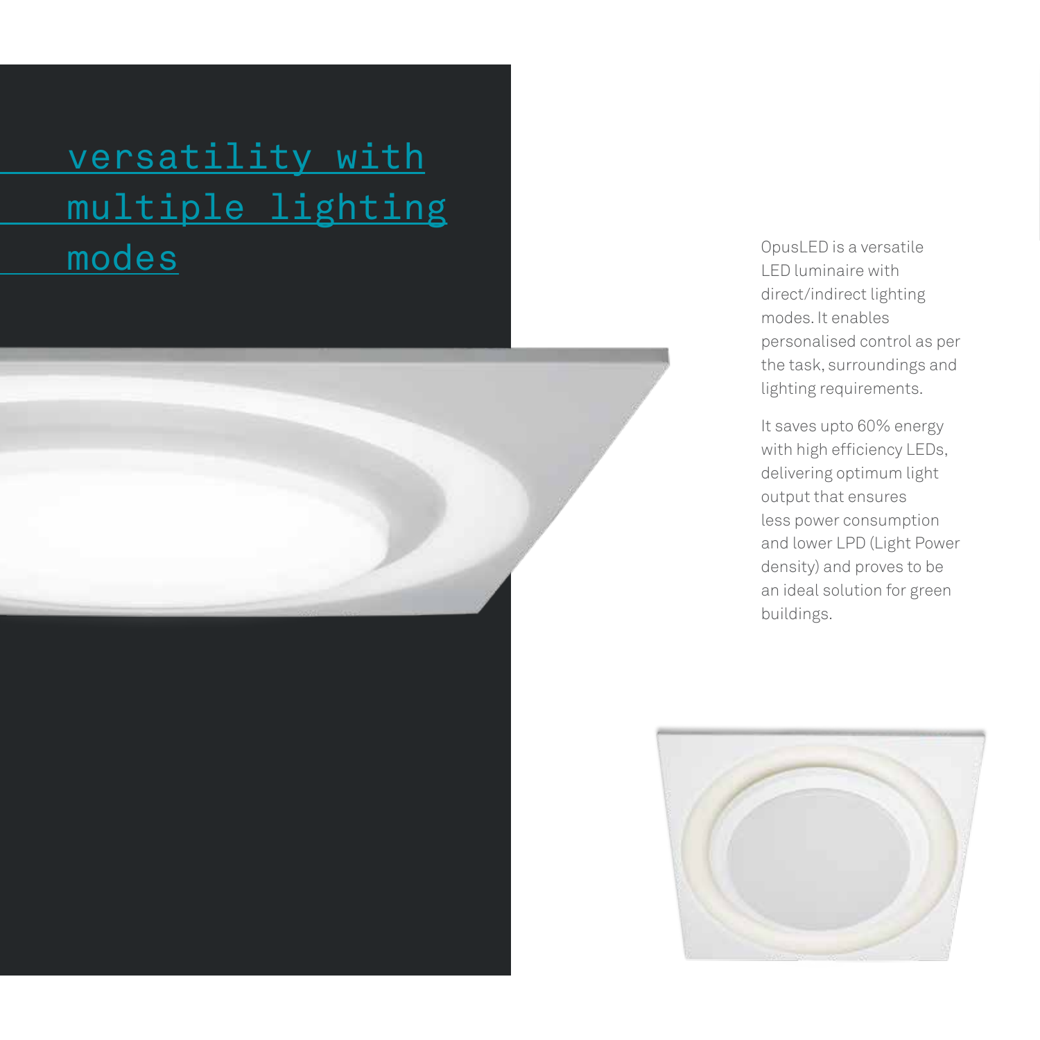# versatility with multiple lighting modes

OpusLED is a versatile LED luminaire with direct/indirect lighting modes. It enables personalised control as per the task, surroundings and lighting requirements.

It saves upto 60% energy with high efficiency LEDs, delivering optimum light output that ensures less power consumption and lower LPD (Light Power density) and proves to be an ideal solution for green buildings.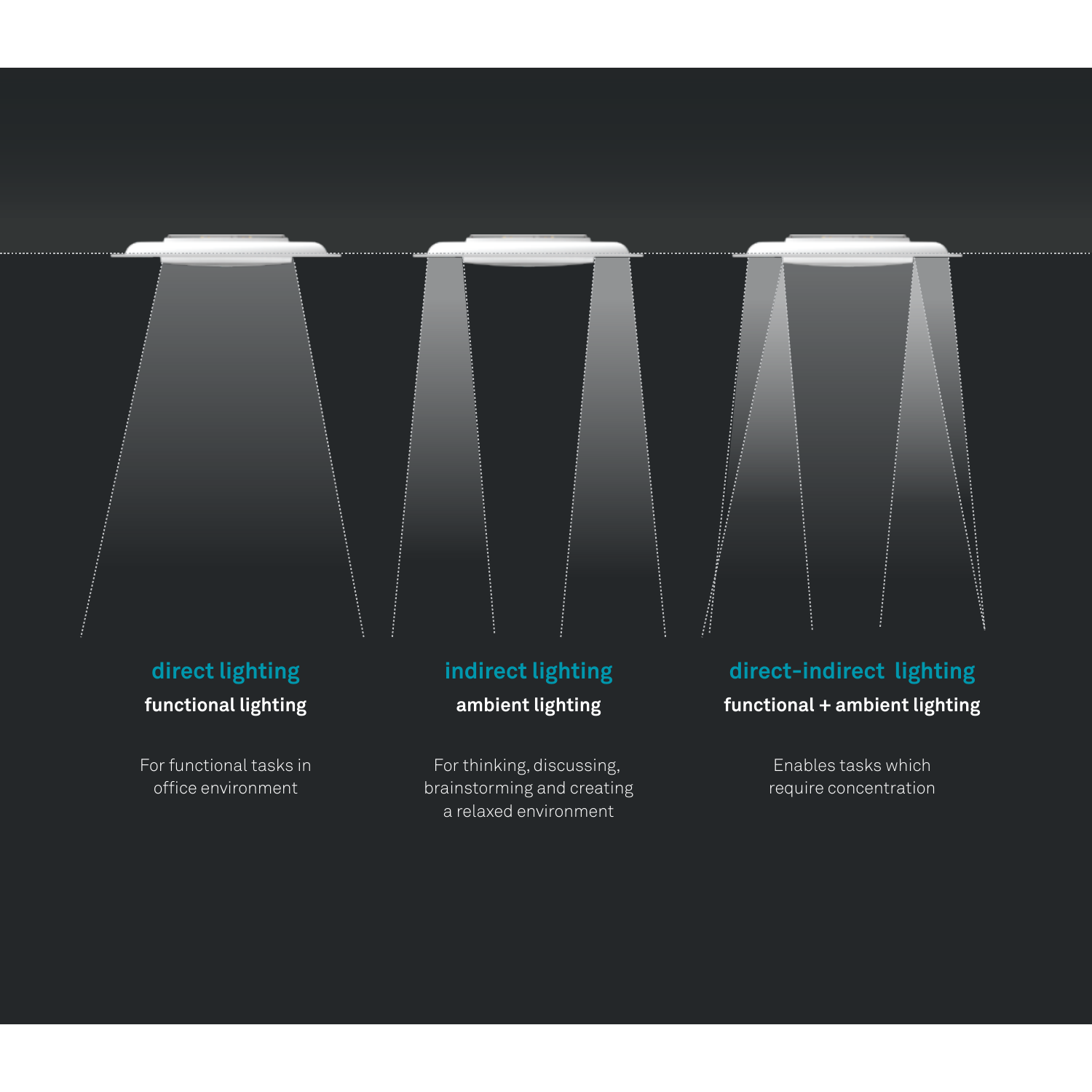## direct lighting

**functional lighting**

For functional tasks in office environment

## indirect lighting

**ambient lighting**

For thinking, discussing, brainstorming and creating a relaxed environment

## direct-indirect lighting

**functional + ambient lighting**

Enables tasks which require concentration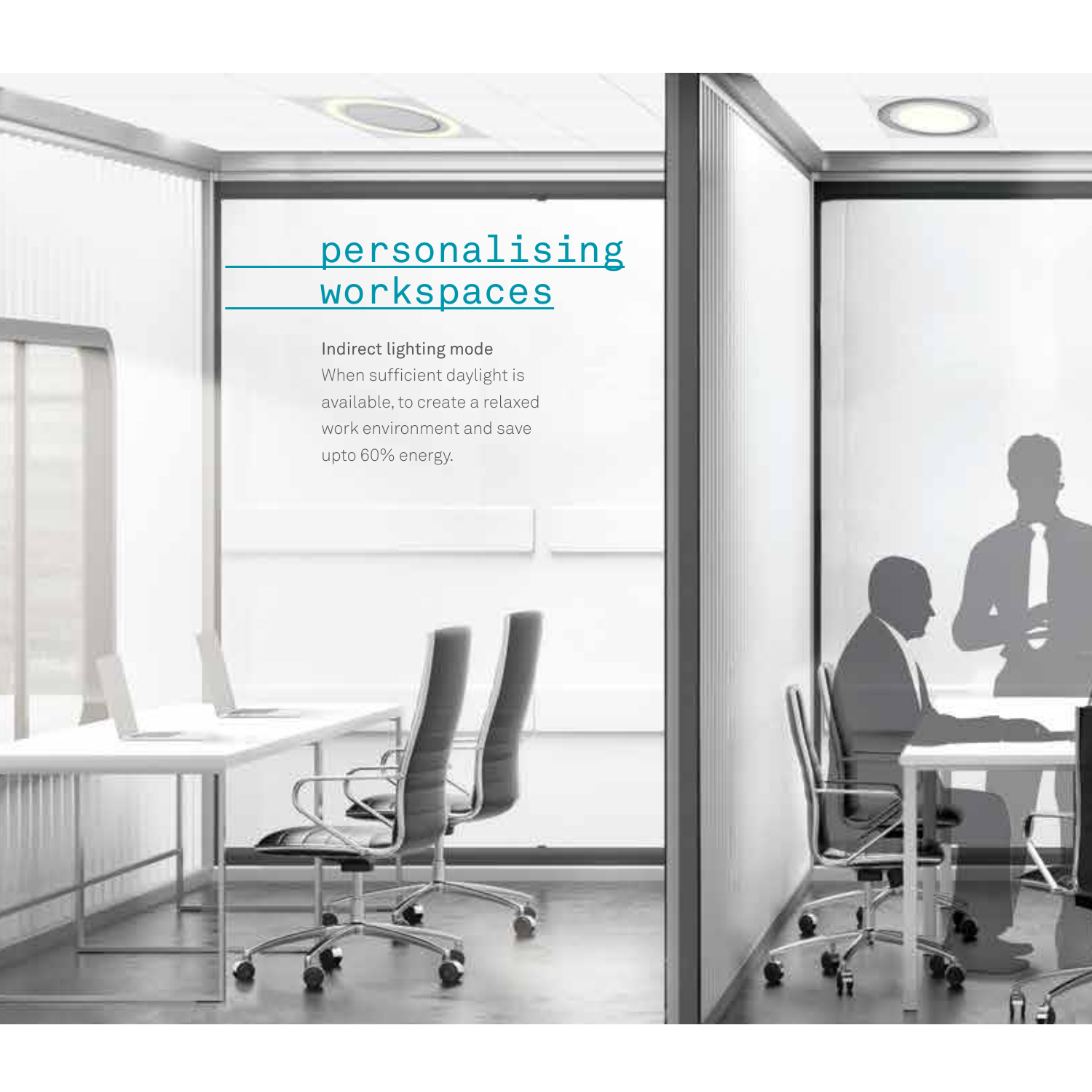# personalising workspaces

**Indirect lighting mode**

When sufficient daylight is available, to create a relaxed work environment and save upto 60% energy.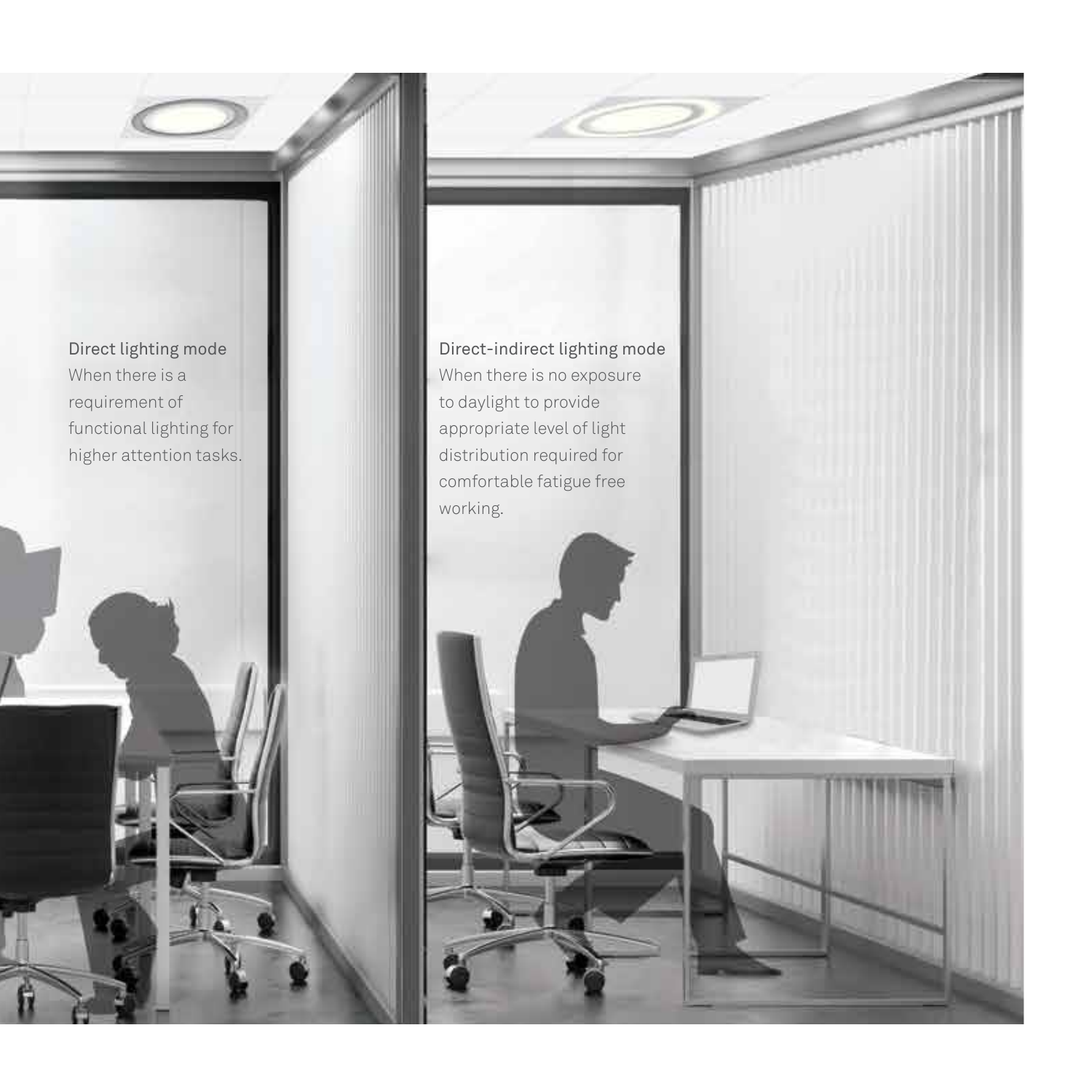**Direct lighting mode**

When there is a requirement of functional lighting for higher attention tasks.

**Direct-indirect lighting mode**

When there is no exposure to daylight to provide appropriate level of light distribution required for comfortable fatigue free working.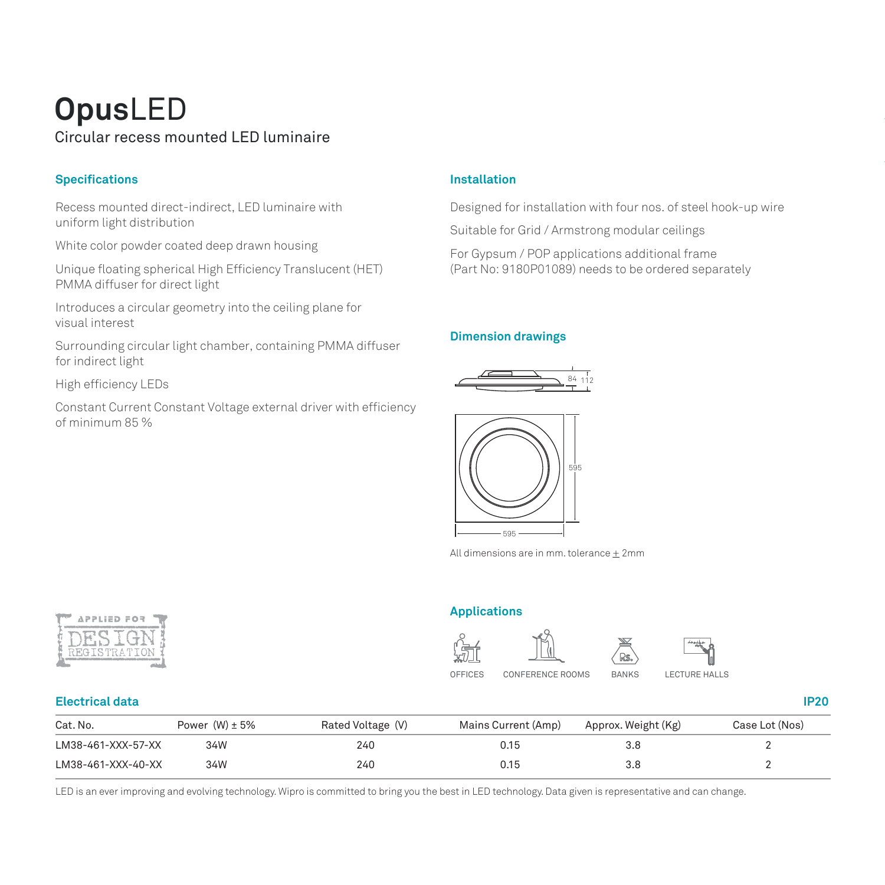# **Opus**LED

Circular recess mounted LED luminaire

## Specifications

Recess mounted direct-indirect, LED luminaire with uniform light distribution

White color powder coated deep drawn housing

Unique floating spherical High Efficiency Translucent (HET) PMMA diffuser for direct light

Introduces a circular geometry into the ceiling plane for visual interest

Surrounding circular light chamber, containing PMMA diffuser for indirect light

High efficiency LEDs

Constant Current Constant Voltage external driver with efficiency of minimum 85 %

## Installation

Designed for installation with four nos. of steel hook-up wire

Suitable for Grid / Armstrong modular ceilings

For Gypsum / POP applications additional frame (Part No: 9180P01089) needs to be ordered separately

## Dimension drawings

84 112

595

595

All dimensions are in mm. tolerance ± 2mm

APPLIED FOR DESIGN REGISTRATION

## Applications

OFFICES CONFERENCE ROOMS BANKS LECTURE HALLS

## Electrical data

**IP20**

| Cat. No. | Power (W) ± 5% | Rated Voltage (V) | Mains Current (Amp) | Approx. Weight (Kg) | Case Lot (Nos) |
|---|---|---|---|---|---|
| LM38-461-XXX-57-XX | 34W | 240 | 0.15 | 3.8 | 2 |
| LM38-461-XXX-40-XX | 34W | 240 | 0.15 | 3.8 | 2 |

LED is an ever improving and evolving technology. Wipro is committed to bring you the best in LED technology. Data given is representative and can change.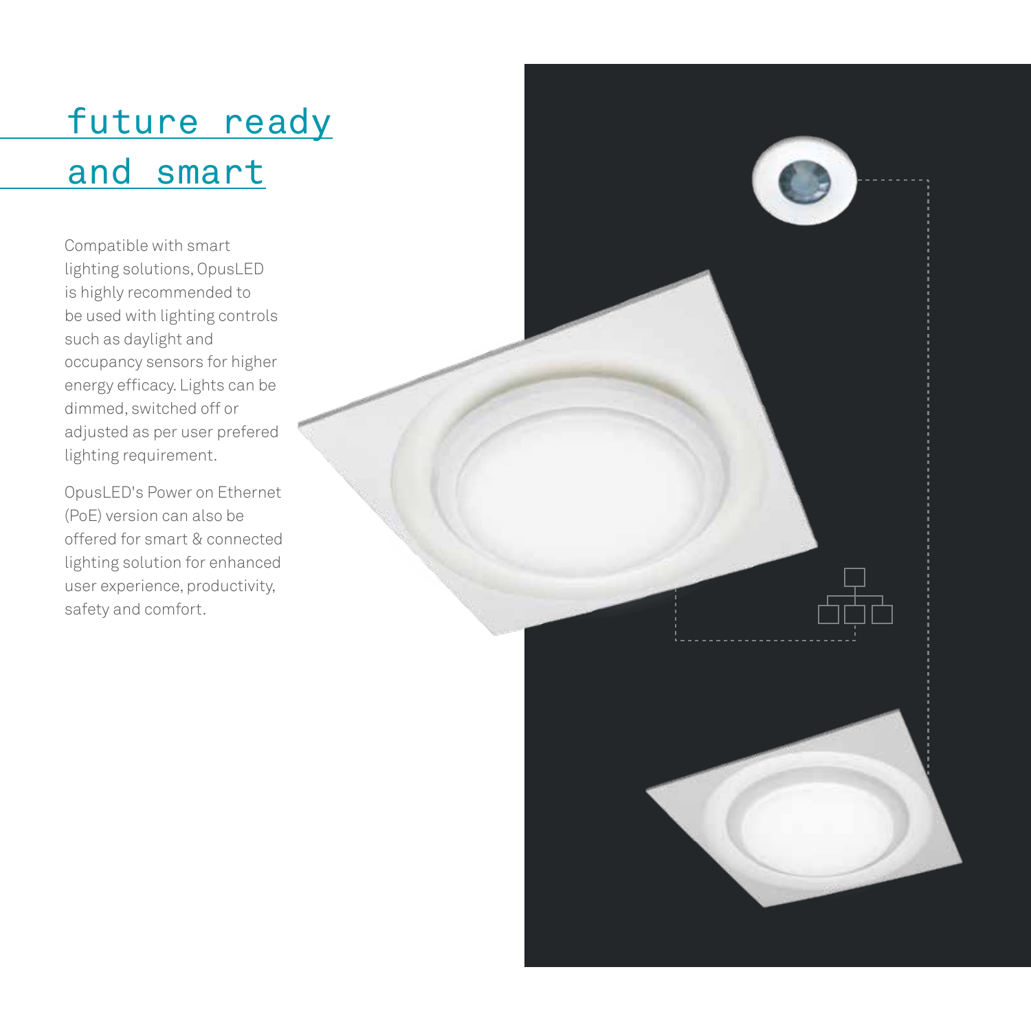# future ready and smart

Compatible with smart lighting solutions, OpusLED is highly recommended to be used with lighting controls such as daylight and occupancy sensors for higher energy efficacy. Lights can be dimmed, switched off or adjusted as per user prefered lighting requirement.

OpusLED's Power on Ethernet (PoE) version can also be offered for smart & connected lighting solution for enhanced user experience, productivity, safety and comfort.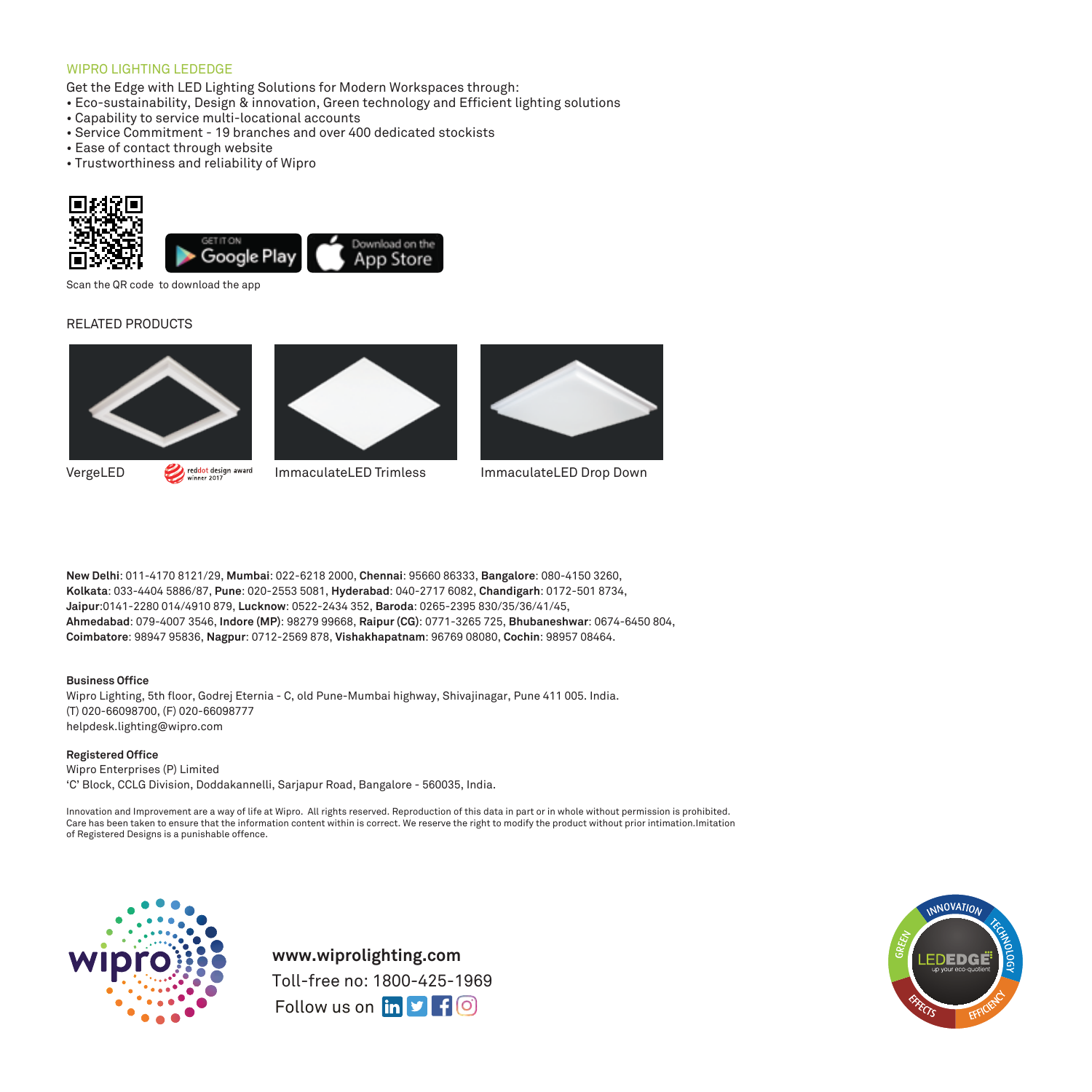## WIPRO LIGHTING LEDEDGE

Get the Edge with LED Lighting Solutions for Modern Workspaces through:

- Eco-sustainability, Design & innovation, Green technology and Efficient lighting solutions
- Capability to service multi-locational accounts
- Service Commitment - 19 branches and over 400 dedicated stockists
- Ease of contact through website
- Trustworthiness and reliability of Wipro

GET IT ON Google Play | Download on the App Store

Scan the QR code to download the app

## RELATED PRODUCTS

VergeLED — reddot design award winner 2017

ImmaculateLED Trimless

ImmaculateLED Drop Down

**New Delhi**: 011-4170 8121/29, **Mumbai**: 022-6218 2000, **Chennai**: 95660 86333, **Bangalore**: 080-4150 3260, **Kolkata**: 033-4404 5886/87, **Pune**: 020-2553 5081, **Hyderabad**: 040-2717 6082, **Chandigarh**: 0172-501 8734, **Jaipur**:0141-2280 014/4910 879, **Lucknow**: 0522-2434 352, **Baroda**: 0265-2395 830/35/36/41/45, **Ahmedabad**: 079-4007 3546, **Indore (MP)**: 98279 99668, **Raipur (CG)**: 0771-3265 725, **Bhubaneshwar**: 0674-6450 804, **Coimbatore**: 98947 95836, **Nagpur**: 0712-2569 878, **Vishakhapatnam**: 96769 08080, **Cochin**: 98957 08464.

**Business Office**
Wipro Lighting, 5th floor, Godrej Eternia - C, old Pune-Mumbai highway, Shivajinagar, Pune 411 005. India.
(T) 020-66098700, (F) 020-66098777
helpdesk.lighting@wipro.com

**Registered Office**
Wipro Enterprises (P) Limited
'C' Block, CCLG Division, Doddakannelli, Sarjapur Road, Bangalore - 560035, India.

Innovation and Improvement are a way of life at Wipro. All rights reserved. Reproduction of this data in part or in whole without permission is prohibited. Care has been taken to ensure that the information content within is correct. We reserve the right to modify the product without prior intimation.Imitation of Registered Designs is a punishable offence.

wipro

**www.wiprolighting.com**
Toll-free no: 1800-425-1969
Follow us on

LEDEDGE up your eco-quotient — INNOVATION, TECHNOLOGY, EFFICIENCY, EFFECTS, GREEN